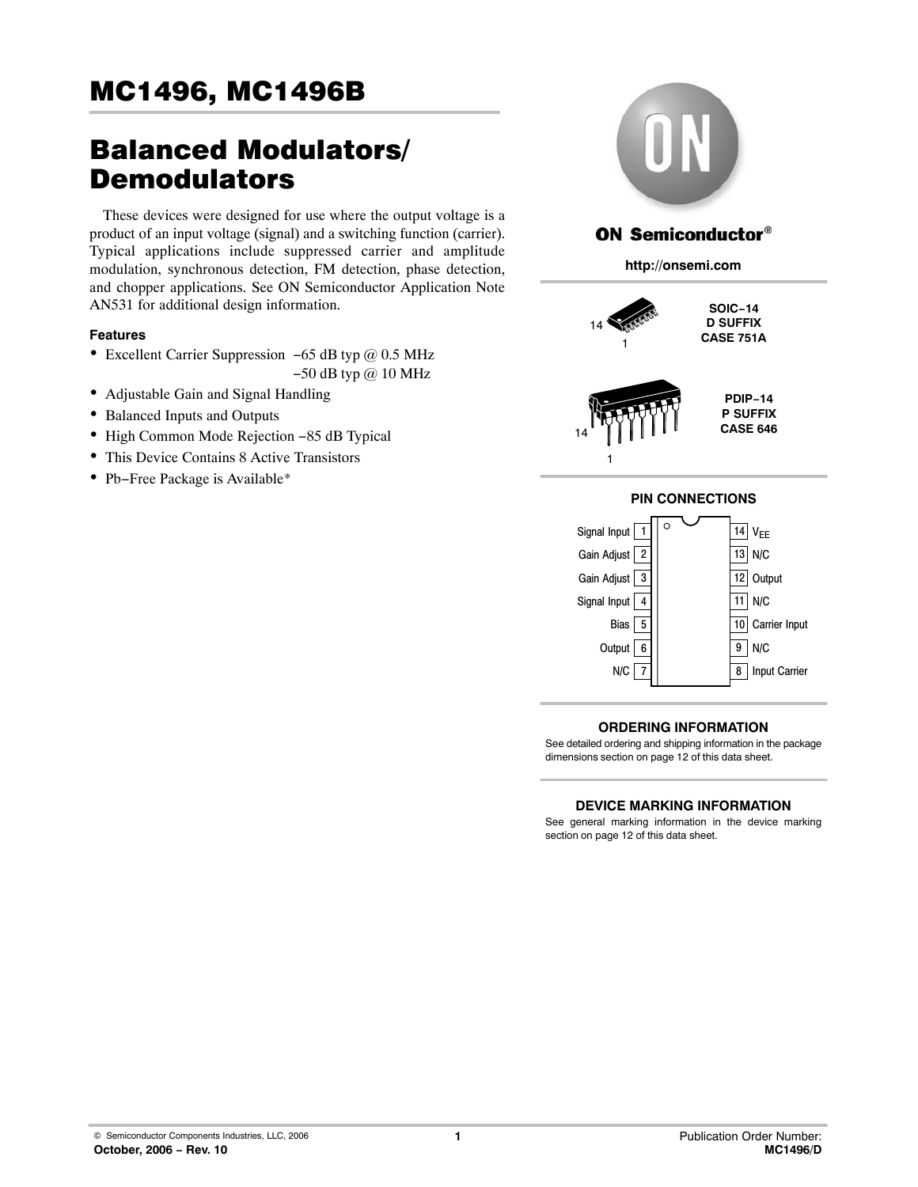# MC1496, MC1496B

# Balanced Modulators/ Demodulators

These devices were designed for use where the output voltage is a product of an input voltage (signal) and a switching function (carrier). Typical applications include suppressed carrier and amplitude modulation, synchronous detection, FM detection, phase detection, and chopper applications. See ON Semiconductor Application Note AN531 for additional design information.

### Features

- Excellent Carrier Suppression −65 dB typ @ 0.5 MHz
  −50 dB typ @ 10 MHz
- Adjustable Gain and Signal Handling
- Balanced Inputs and Outputs
- High Common Mode Rejection −85 dB Typical
- This Device Contains 8 Active Transistors
- Pb−Free Package is Available*

**ON Semiconductor®**

**http://onsemi.com**

**SOIC−14**
**D SUFFIX**
**CASE 751A**

**PDIP−14**
**P SUFFIX**
**CASE 646**

### PIN CONNECTIONS

| Pin | Function | Pin | Function |
|---|---|---|---|
| 1 | Signal Input | 14 | $V_{EE}$ |
| 2 | Gain Adjust | 13 | N/C |
| 3 | Gain Adjust | 12 | Output |
| 4 | Signal Input | 11 | N/C |
| 5 | Bias | 10 | Carrier Input |
| 6 | Output | 9 | N/C |
| 7 | N/C | 8 | Input Carrier |

### ORDERING INFORMATION

See detailed ordering and shipping information in the package dimensions section on page 12 of this data sheet.

### DEVICE MARKING INFORMATION

See general marking information in the device marking section on page 12 of this data sheet.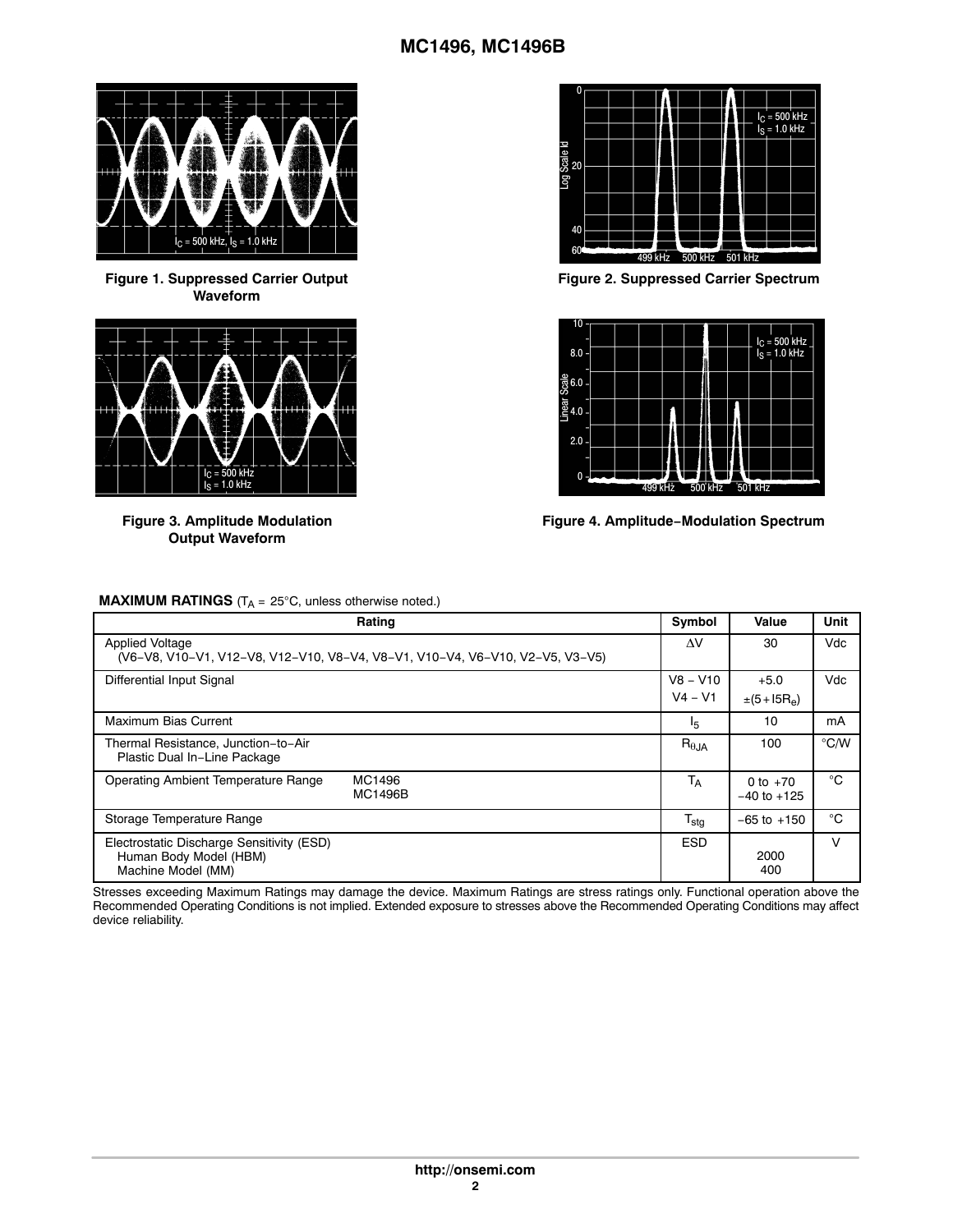Figure 1. Suppressed Carrier Output Waveform

Figure 2. Suppressed Carrier Spectrum

Figure 3. Amplitude Modulation Output Waveform

Figure 4. Amplitude−Modulation Spectrum

**MAXIMUM RATINGS** ($T_A$ = 25°C, unless otherwise noted.)

| Rating | Symbol | Value | Unit |
|---|---|---|---|
| Applied Voltage (V6−V8, V10−V1, V12−V8, V12−V10, V8−V4, V8−V1, V10−V4, V6−V10, V2−V5, V3−V5) | ΔV | 30 | Vdc |
| Differential Input Signal | V8 − V10<br>V4 − V1 | +5.0<br>$\pm(5 + I5R_e)$ | Vdc |
| Maximum Bias Current | $I_5$ | 10 | mA |
| Thermal Resistance, Junction−to−Air<br>Plastic Dual In−Line Package | $R_{\theta JA}$ | 100 | °C/W |
| Operating Ambient Temperature Range MC1496<br>MC1496B | $T_A$ | 0 to +70<br>−40 to +125 | °C |
| Storage Temperature Range | $T_{stg}$ | −65 to +150 | °C |
| Electrostatic Discharge Sensitivity (ESD)<br>Human Body Model (HBM)<br>Machine Model (MM) | ESD | <br>2000<br>400 | V |

Stresses exceeding Maximum Ratings may damage the device. Maximum Ratings are stress ratings only. Functional operation above the Recommended Operating Conditions is not implied. Extended exposure to stresses above the Recommended Operating Conditions may affect device reliability.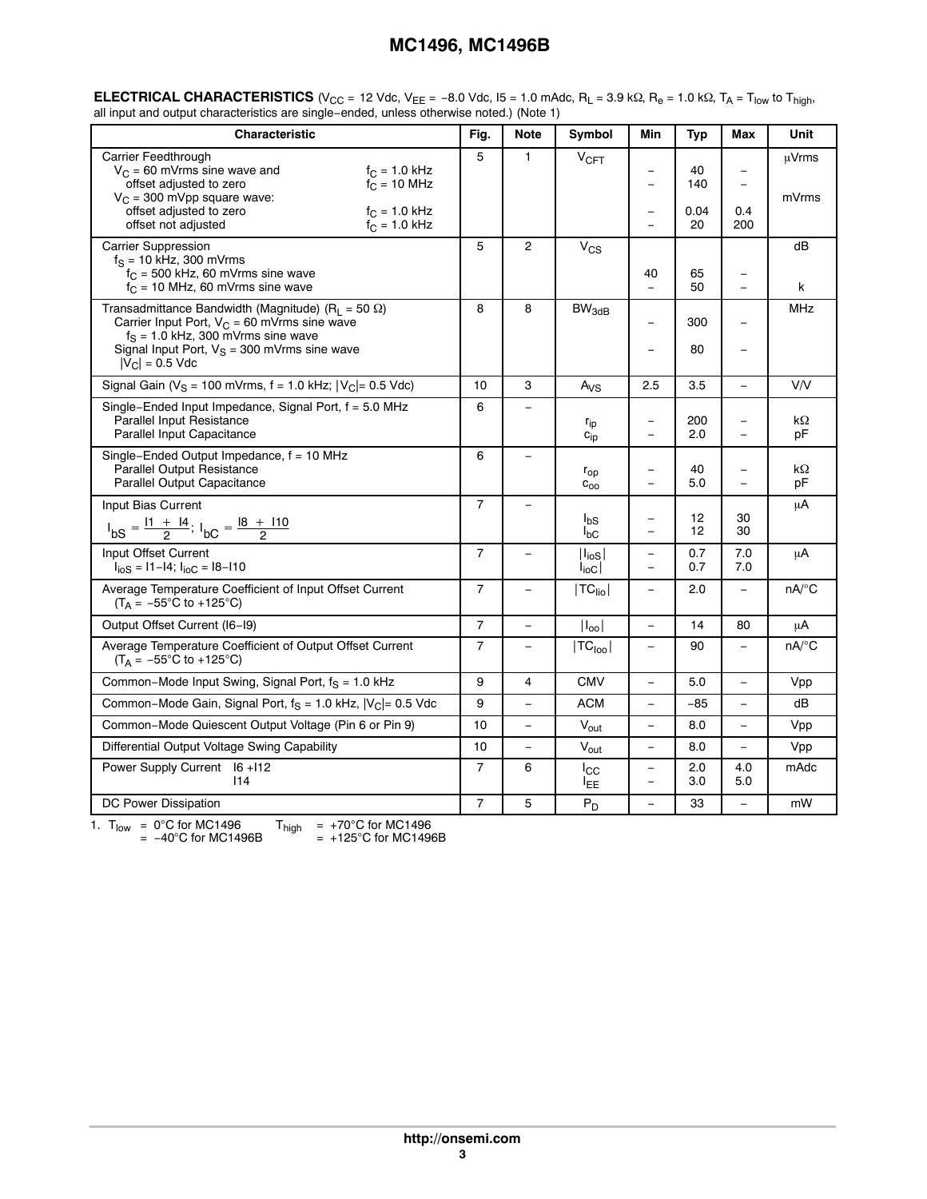**ELECTRICAL CHARACTERISTICS** ($V_{CC}$ = 12 Vdc, $V_{EE}$ = −8.0 Vdc, I5 = 1.0 mAdc, $R_L$ = 3.9 kΩ, $R_e$ = 1.0 kΩ, $T_A$ = $T_{low}$ to $T_{high}$, all input and output characteristics are single−ended, unless otherwise noted.) (Note 1)

| Characteristic | Fig. | Note | Symbol | Min | Typ | Max | Unit |
|---|---|---|---|---|---|---|---|
| Carrier Feedthrough | 5 | 1 | $V_{CFT}$ | | | | μVrms |
| $V_C$ = 60 mVrms sine wave and offset adjusted to zero, $f_C$ = 1.0 kHz | | | | – | 40 | – | |
| $f_C$ = 10 MHz | | | | – | 140 | – | |
| $V_C$ = 300 mVpp square wave: offset adjusted to zero, $f_C$ = 1.0 kHz | | | | – | 0.04 | 0.4 | mVrms |
| offset not adjusted, $f_C$ = 1.0 kHz | | | | – | 20 | 200 | |
| Carrier Suppression | 5 | 2 | $V_{CS}$ | | | | dB |
| $f_S$ = 10 kHz, 300 mVrms; $f_C$ = 500 kHz, 60 mVrms sine wave | | | | 40 | 65 | – | |
| $f_C$ = 10 MHz, 60 mVrms sine wave | | | | – | 50 | – | k |
| Transadmittance Bandwidth (Magnitude) ($R_L$ = 50 Ω) | 8 | 8 | $BW_{3dB}$ | | | | MHz |
| Carrier Input Port, $V_C$ = 60 mVrms sine wave, $f_S$ = 1.0 kHz, 300 mVrms sine wave | | | | – | 300 | – | |
| Signal Input Port, $V_S$ = 300 mVrms sine wave, $\|V_C\|$ = 0.5 Vdc | | | | – | 80 | – | |
| Signal Gain ($V_S$ = 100 mVrms, f = 1.0 kHz; $\|V_C\|$= 0.5 Vdc) | 10 | 3 | $A_{VS}$ | 2.5 | 3.5 | – | V/V |
| Single−Ended Input Impedance, Signal Port, f = 5.0 MHz | 6 | – | | | | | |
| Parallel Input Resistance | | | $r_{ip}$ | – | 200 | – | kΩ |
| Parallel Input Capacitance | | | $c_{ip}$ | – | 2.0 | – | pF |
| Single−Ended Output Impedance, f = 10 MHz | 6 | – | | | | | |
| Parallel Output Resistance | | | $r_{op}$ | – | 40 | – | kΩ |
| Parallel Output Capacitance | | | $c_{oo}$ | – | 5.0 | – | pF |
| Input Bias Current $I_{bS} = \frac{I1 + I4}{2}$; $I_{bC} = \frac{I8 + I10}{2}$ | 7 | – | $I_{bS}$ | – | 12 | 30 | μA |
| | | | $I_{bC}$ | – | 12 | 30 | |
| Input Offset Current $I_{ioS}$ = I1−I4; $I_{ioC}$ = I8−I10 | 7 | – | $\|I_{ioS}\|$ | – | 0.7 | 7.0 | μA |
| | | | $\|I_{ioC}\|$ | – | 0.7 | 7.0 | |
| Average Temperature Coefficient of Input Offset Current ($T_A$ = −55°C to +125°C) | 7 | – | $\|TC_{Iio}\|$ | – | 2.0 | – | nA/°C |
| Output Offset Current (I6−I9) | 7 | – | $\|I_{oo}\|$ | – | 14 | 80 | μA |
| Average Temperature Coefficient of Output Offset Current ($T_A$ = −55°C to +125°C) | 7 | – | $\|TC_{Ioo}\|$ | – | 90 | – | nA/°C |
| Common−Mode Input Swing, Signal Port, $f_S$ = 1.0 kHz | 9 | 4 | CMV | – | 5.0 | – | Vpp |
| Common−Mode Gain, Signal Port, $f_S$ = 1.0 kHz, $\|V_C\|$= 0.5 Vdc | 9 | – | ACM | – | −85 | – | dB |
| Common−Mode Quiescent Output Voltage (Pin 6 or Pin 9) | 10 | – | $V_{out}$ | – | 8.0 | – | Vpp |
| Differential Output Voltage Swing Capability | 10 | – | $V_{out}$ | – | 8.0 | – | Vpp |
| Power Supply Current I6 +I12 | 7 | 6 | $I_{CC}$ | – | 2.0 | 4.0 | mAdc |
| I14 | | | $I_{EE}$ | – | 3.0 | 5.0 | |
| DC Power Dissipation | 7 | 5 | $P_D$ | – | 33 | – | mW |

1. $T_{low}$ = 0°C for MC1496, = −40°C for MC1496B; $T_{high}$ = +70°C for MC1496, = +125°C for MC1496B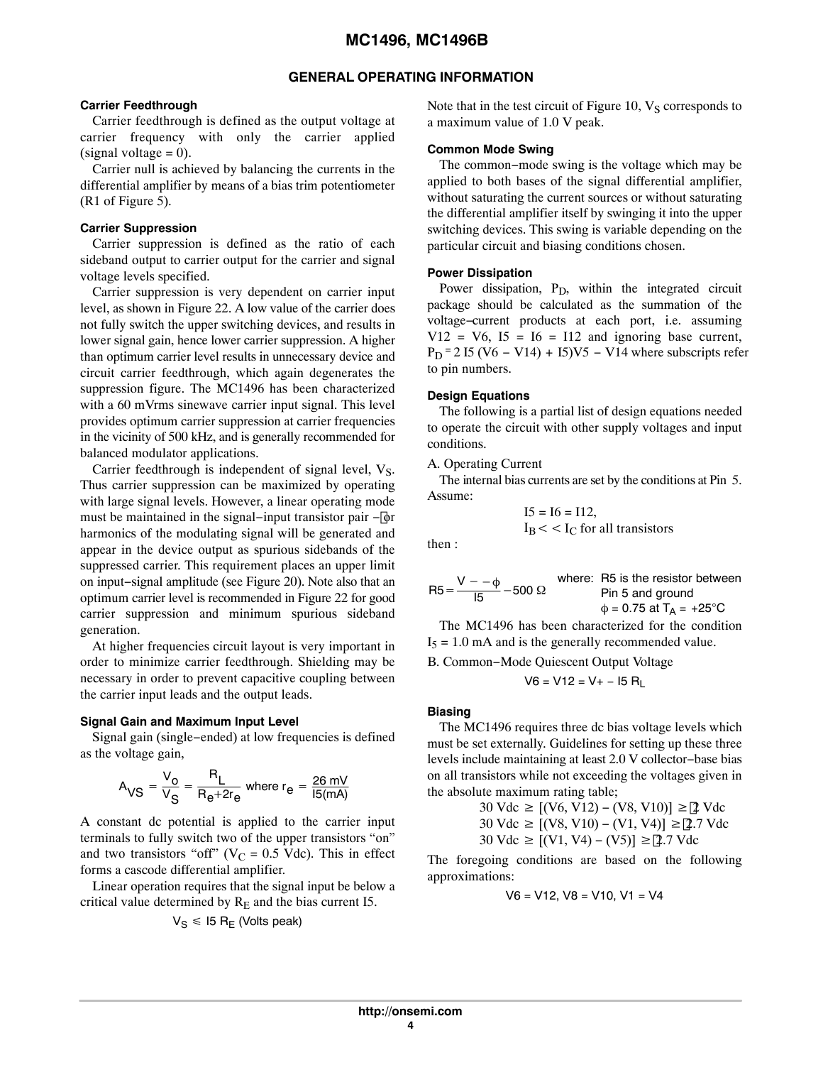## GENERAL OPERATING INFORMATION

### Carrier Feedthrough

Carrier feedthrough is defined as the output voltage at carrier frequency with only the carrier applied (signal voltage = 0).

Carrier null is achieved by balancing the currents in the differential amplifier by means of a bias trim potentiometer (R1 of Figure 5).

### Carrier Suppression

Carrier suppression is defined as the ratio of each sideband output to carrier output for the carrier and signal voltage levels specified.

Carrier suppression is very dependent on carrier input level, as shown in Figure 22. A low value of the carrier does not fully switch the upper switching devices, and results in lower signal gain, hence lower carrier suppression. A higher than optimum carrier level results in unnecessary device and circuit carrier feedthrough, which again degenerates the suppression figure. The MC1496 has been characterized with a 60 mVrms sinewave carrier input signal. This level provides optimum carrier suppression at carrier frequencies in the vicinity of 500 kHz, and is generally recommended for balanced modulator applications.

Carrier feedthrough is independent of signal level, $V_S$. Thus carrier suppression can be maximized by operating with large signal levels. However, a linear operating mode must be maintained in the signal−input transistor pair −or harmonics of the modulating signal will be generated and appear in the device output as spurious sidebands of the suppressed carrier. This requirement places an upper limit on input−signal amplitude (see Figure 20). Note also that an optimum carrier level is recommended in Figure 22 for good carrier suppression and minimum spurious sideband generation.

At higher frequencies circuit layout is very important in order to minimize carrier feedthrough. Shielding may be necessary in order to prevent capacitive coupling between the carrier input leads and the output leads.

### Signal Gain and Maximum Input Level

Signal gain (single−ended) at low frequencies is defined as the voltage gain,

$$A_{VS} = \frac{V_o}{V_S} = \frac{R_L}{R_e + 2r_e} \text{ where } r_e = \frac{26\text{ mV}}{I5(\text{mA})}$$

A constant dc potential is applied to the carrier input terminals to fully switch two of the upper transistors “on” and two transistors “off” ($V_C$ = 0.5 Vdc). This in effect forms a cascode differential amplifier.

Linear operation requires that the signal input be below a critical value determined by $R_E$ and the bias current I5.

$$V_S \leqslant I5\ R_E \text{ (Volts peak)}$$

Note that in the test circuit of Figure 10, $V_S$ corresponds to a maximum value of 1.0 V peak.

### Common Mode Swing

The common−mode swing is the voltage which may be applied to both bases of the signal differential amplifier, without saturating the current sources or without saturating the differential amplifier itself by swinging it into the upper switching devices. This swing is variable depending on the particular circuit and biasing conditions chosen.

### Power Dissipation

Power dissipation, $P_D$, within the integrated circuit package should be calculated as the summation of the voltage−current products at each port, i.e. assuming V12 = V6, I5 = I6 = I12 and ignoring base current, $P_D$ = 2 I5 (V6 − V14) + I5)V5 − V14 where subscripts refer to pin numbers.

### Design Equations

The following is a partial list of design equations needed to operate the circuit with other supply voltages and input conditions.

A. Operating Current

The internal bias currents are set by the conditions at Pin 5. Assume:

$$I5 = I6 = I12,$$
$$I_B << I_C \text{ for all transistors}$$

then :

$$R5 = \frac{V - -\phi}{I5} - 500\ \Omega$$

where: R5 is the resistor between Pin 5 and ground
$\phi$ = 0.75 at $T_A$ = +25°C

The MC1496 has been characterized for the condition $I_5$ = 1.0 mA and is the generally recommended value.

B. Common−Mode Quiescent Output Voltage

$$V6 = V12 = V+ - I5\ R_L$$

### Biasing

The MC1496 requires three dc bias voltage levels which must be set externally. Guidelines for setting up these three levels include maintaining at least 2.0 V collector−base bias on all transistors while not exceeding the voltages given in the absolute maximum rating table;

$$30\text{ Vdc} \geq [(V6, V12) - (V8, V10)] \geq 2\text{ Vdc}$$
$$30\text{ Vdc} \geq [(V8, V10) - (V1, V4)] \geq 2.7\text{ Vdc}$$
$$30\text{ Vdc} \geq [(V1, V4) - (V5)] \geq 2.7\text{ Vdc}$$

The foregoing conditions are based on the following approximations:

$$V6 = V12,\ V8 = V10,\ V1 = V4$$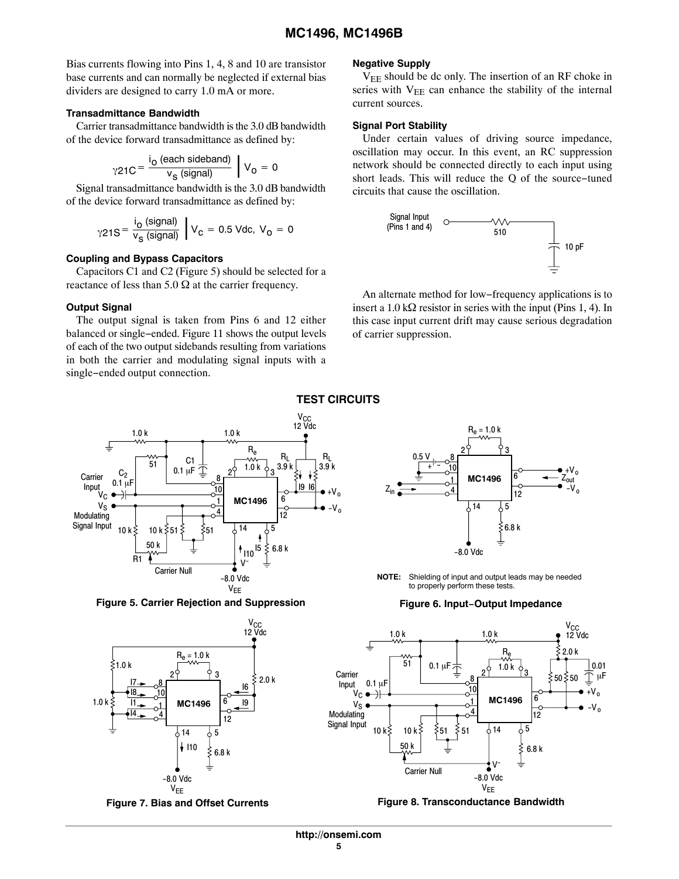Bias currents flowing into Pins 1, 4, 8 and 10 are transistor base currents and can normally be neglected if external bias dividers are designed to carry 1.0 mA or more.

#### Transadmittance Bandwidth

Carrier transadmittance bandwidth is the 3.0 dB bandwidth of the device forward transadmittance as defined by:

$$\gamma 21C = \frac{i_o \text{ (each sideband)}}{v_s \text{ (signal)}} \Bigg| V_o = 0$$

Signal transadmittance bandwidth is the 3.0 dB bandwidth of the device forward transadmittance as defined by:

$$\gamma 21S = \frac{i_o \text{ (signal)}}{v_s \text{ (signal)}} \Bigg| V_C = 0.5 \text{ Vdc}, V_o = 0$$

#### Coupling and Bypass Capacitors

Capacitors C1 and C2 (Figure 5) should be selected for a reactance of less than 5.0 Ω at the carrier frequency.

#### Output Signal

The output signal is taken from Pins 6 and 12 either balanced or single−ended. Figure 11 shows the output levels of each of the two output sidebands resulting from variations in both the carrier and modulating signal inputs with a single−ended output connection.

#### Negative Supply

$V_{EE}$ should be dc only. The insertion of an RF choke in series with $V_{EE}$ can enhance the stability of the internal current sources.

#### Signal Port Stability

Under certain values of driving source impedance, oscillation may occur. In this event, an RC suppression network should be connected directly to each input using short leads. This will reduce the Q of the source−tuned circuits that cause the oscillation.

Signal Input (Pins 1 and 4) — 510 — 10 pF

An alternate method for low−frequency applications is to insert a 1.0 kΩ resistor in series with the input (Pins 1, 4). In this case input current drift may cause serious degradation of carrier suppression.

## TEST CIRCUITS

Figure 5. Carrier Rejection and Suppression

**NOTE:** Shielding of input and output leads may be needed to properly perform these tests.

Figure 6. Input−Output Impedance

Figure 7. Bias and Offset Currents

Figure 8. Transconductance Bandwidth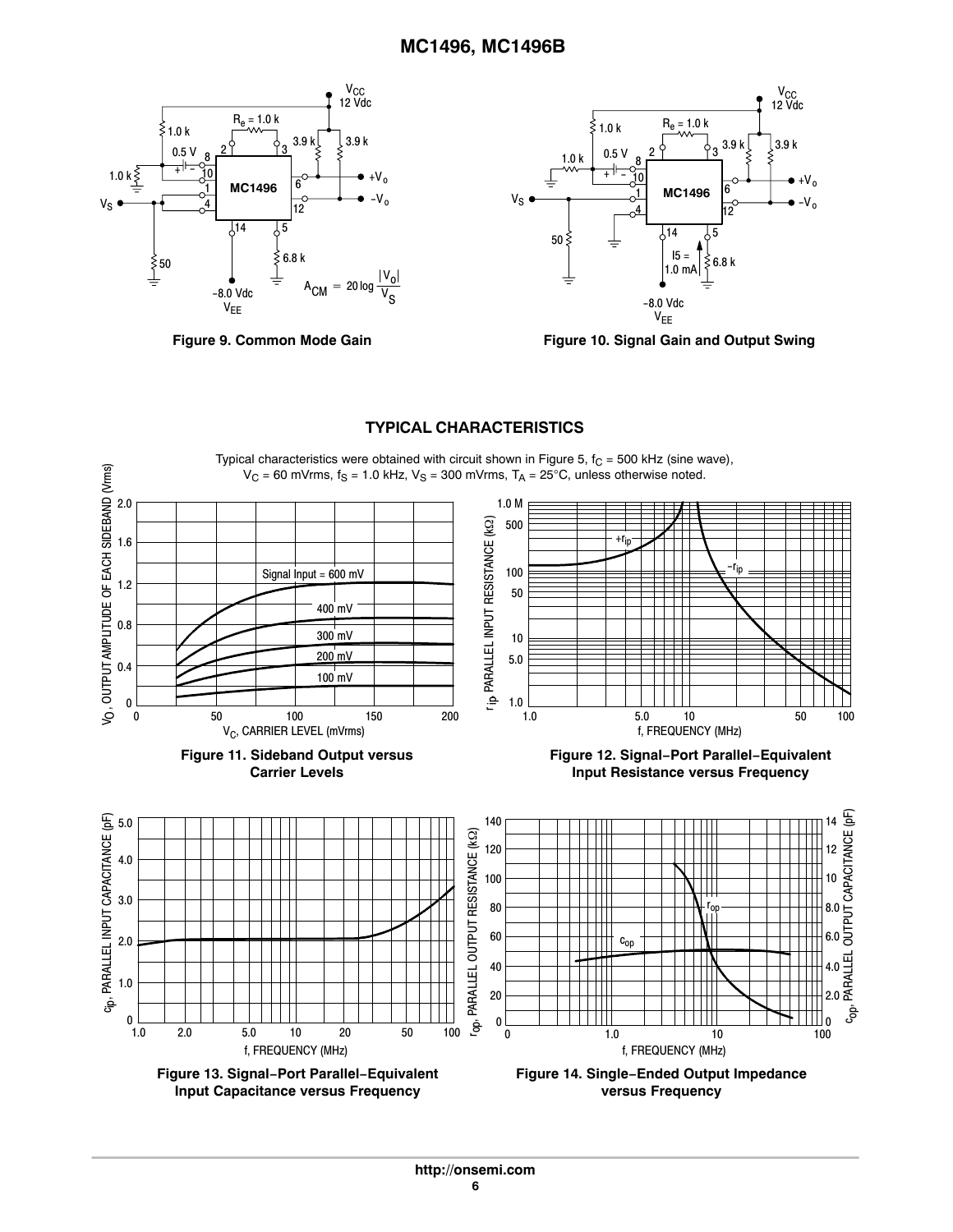Figure 9. Common Mode Gain

$$A_{CM} = 20 \log \frac{|V_o|}{V_S}$$

Figure 10. Signal Gain and Output Swing

## TYPICAL CHARACTERISTICS

Typical characteristics were obtained with circuit shown in Figure 5, $f_C$ = 500 kHz (sine wave), $V_C$ = 60 mVrms, $f_S$ = 1.0 kHz, $V_S$ = 300 mVrms, $T_A$ = 25°C, unless otherwise noted.

**Figure 11. Sideband Output versus Carrier Levels**

**Figure 12. Signal−Port Parallel−Equivalent Input Resistance versus Frequency**

**Figure 13. Signal−Port Parallel−Equivalent Input Capacitance versus Frequency**

**Figure 14. Single−Ended Output Impedance versus Frequency**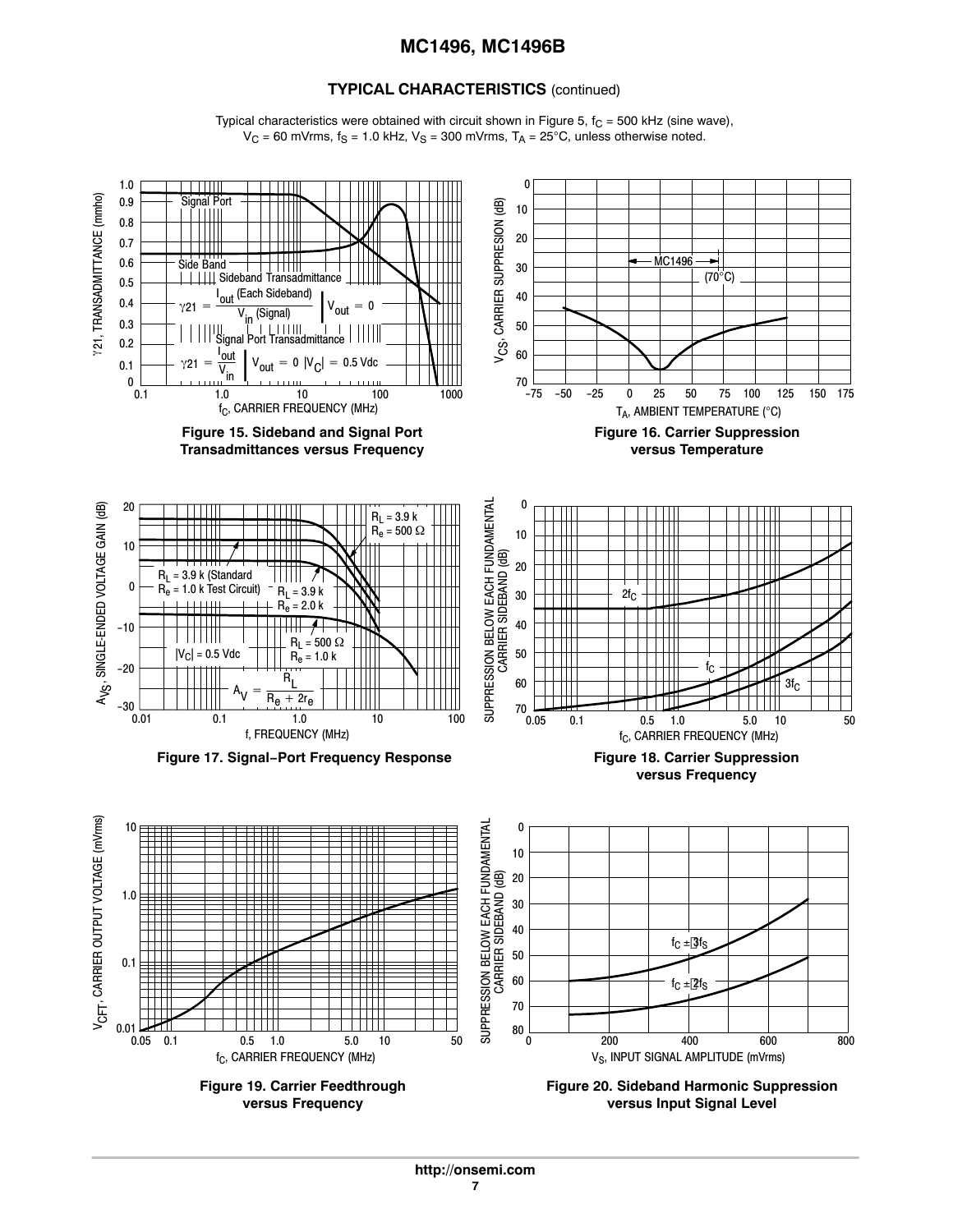## TYPICAL CHARACTERISTICS (continued)

Typical characteristics were obtained with circuit shown in Figure 5, $f_C$ = 500 kHz (sine wave), $V_C$ = 60 mVrms, $f_S$ = 1.0 kHz, $V_S$ = 300 mVrms, $T_A$ = 25°C, unless otherwise noted.

Signal Port

Side Band

Sideband Transadmittance

$$\gamma 21 = \frac{I_{out}\ \text{(Each Sideband)}}{V_{in}\ \text{(Signal)}} \Bigg|\ V_{out} = 0$$

Signal Port Transadmittance

$$\gamma 21 = \frac{I_{out}}{V_{in}} \Bigg|\ V_{out} = 0\ \ |V_C| = 0.5\ \text{Vdc}$$

γ21, TRANSADMITTANCE (mmho)

$f_C$, CARRIER FREQUENCY (MHz)

**Figure 15. Sideband and Signal Port Transadmittances versus Frequency**

MC1496

(70°C)

$V_{CS}$, CARRIER SUPPRESSION (dB)

$T_A$, AMBIENT TEMPERATURE (°C)

**Figure 16. Carrier Suppression versus Temperature**

$R_L$ = 3.9 k, $R_e$ = 500 Ω

$R_L$ = 3.9 k (Standard $R_e$ = 1.0 k Test Circuit)

$R_L$ = 3.9 k, $R_e$ = 2.0 k

$R_L$ = 500 Ω, $R_e$ = 1.0 k

$|V_C|$ = 0.5 Vdc

$$A_V = \frac{R_L}{R_e + 2r_e}$$

$A_{VS}$, SINGLE-ENDED VOLTAGE GAIN (dB)

f, FREQUENCY (MHz)

**Figure 17. Signal−Port Frequency Response**

$2f_C$

$f_C$

$3f_C$

SUPPRESSION BELOW EACH FUNDAMENTAL CARRIER SIDEBAND (dB)

$f_C$, CARRIER FREQUENCY (MHz)

**Figure 18. Carrier Suppression versus Frequency**

$V_{CFT}$, CARRIER OUTPUT VOLTAGE (mVrms)

$f_C$, CARRIER FREQUENCY (MHz)

**Figure 19. Carrier Feedthrough versus Frequency**

$f_C \pm 3f_S$

$f_C \pm 2f_S$

SUPPRESSION BELOW EACH FUNDAMENTAL CARRIER SIDEBAND (dB)

$V_S$, INPUT SIGNAL AMPLITUDE (mVrms)

**Figure 20. Sideband Harmonic Suppression versus Input Signal Level**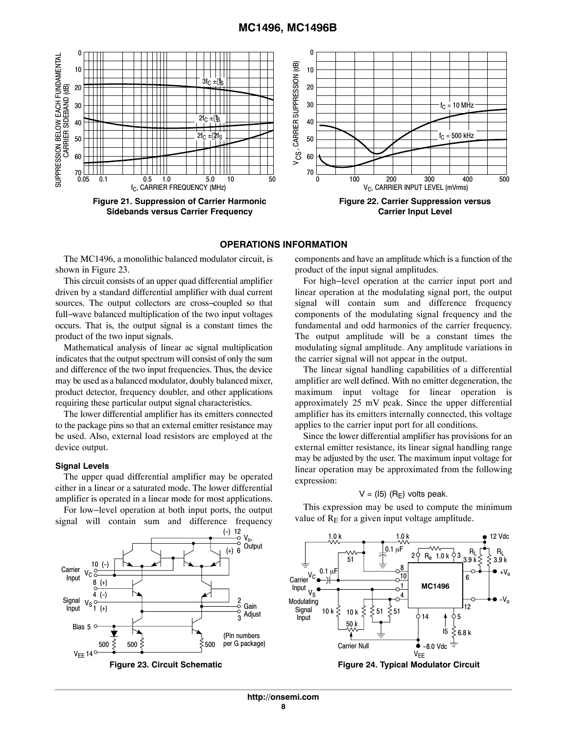0
10
20
30
40
50
60
70

SUPPRESSION BELOW EACH FUNDAMENTAL CARRIER SIDEBAND (dB)

0.05 0.1 0.5 1.0 5.0 10 50

$f_C$, CARRIER FREQUENCY (MHz)

$3f_C \pm f_S$

$2f_C \pm f_S$

$2f_C \pm 2f_S$

**Figure 21. Suppression of Carrier Harmonic Sidebands versus Carrier Frequency**

0
10
20
30
40
50
60
70

$V_{CS}$, CARRIER SUPPRESSION (dB)

0 100 200 300 400 500

$V_C$, CARRIER INPUT LEVEL (mVrms)

$f_C$ = 10 MHz

$f_C$ = 500 kHz

**Figure 22. Carrier Suppression versus Carrier Input Level**

## OPERATIONS INFORMATION

The MC1496, a monolithic balanced modulator circuit, is shown in Figure 23.

This circuit consists of an upper quad differential amplifier driven by a standard differential amplifier with dual current sources. The output collectors are cross−coupled so that full−wave balanced multiplication of the two input voltages occurs. That is, the output signal is a constant times the product of the two input signals.

Mathematical analysis of linear ac signal multiplication indicates that the output spectrum will consist of only the sum and difference of the two input frequencies. Thus, the device may be used as a balanced modulator, doubly balanced mixer, product detector, frequency doubler, and other applications requiring these particular output signal characteristics.

The lower differential amplifier has its emitters connected to the package pins so that an external emitter resistance may be used. Also, external load resistors are employed at the device output.

### Signal Levels

The upper quad differential amplifier may be operated either in a linear or a saturated mode. The lower differential amplifier is operated in a linear mode for most applications.

For low−level operation at both input ports, the output signal will contain sum and difference frequency components and have an amplitude which is a function of the product of the input signal amplitudes.

For high−level operation at the carrier input port and linear operation at the modulating signal port, the output signal will contain sum and difference frequency components of the modulating signal frequency and the fundamental and odd harmonics of the carrier frequency. The output amplitude will be a constant times the modulating signal amplitude. Any amplitude variations in the carrier signal will not appear in the output.

The linear signal handling capabilities of a differential amplifier are well defined. With no emitter degeneration, the maximum input voltage for linear operation is approximately 25 mV peak. Since the upper differential amplifier has its emitters internally connected, this voltage applies to the carrier input port for all conditions.

Since the lower differential amplifier has provisions for an external emitter resistance, its linear signal handling range may be adjusted by the user. The maximum input voltage for linear operation may be approximated from the following expression:

$$V = (I5)\ (R_E)\ \text{volts peak.}$$

This expression may be used to compute the minimum value of $R_E$ for a given input voltage amplitude.

(−) 12
$V_o$, Output
(+) 6
10 (−)
Carrier Input $V_C$
8 (+)
4 (−)
Signal Input $V_S$
1 (+)
2
Gain Adjust
3
Bias 5
500 500 500
$V_{EE}$ 14
(Pin numbers per G package)

**Figure 23. Circuit Schematic**

1.0 k 1.0 k 12 Vdc
0.1 µF
51
2 $R_e$ 1.0 k 3
$R_L$ 3.9 k $R_L$ 3.9 k
8
0.1 µF
Carrier Input $V_C$
10
6 $+V_o$
$V_S$
1
MC1496
Modulating Signal Input
4
$-V_o$
12
10 k 10 k 51 51
14 5
50 k
I5
6.8 k
Carrier Null
−8.0 Vdc
$V_{EE}$

**Figure 24. Typical Modulator Circuit**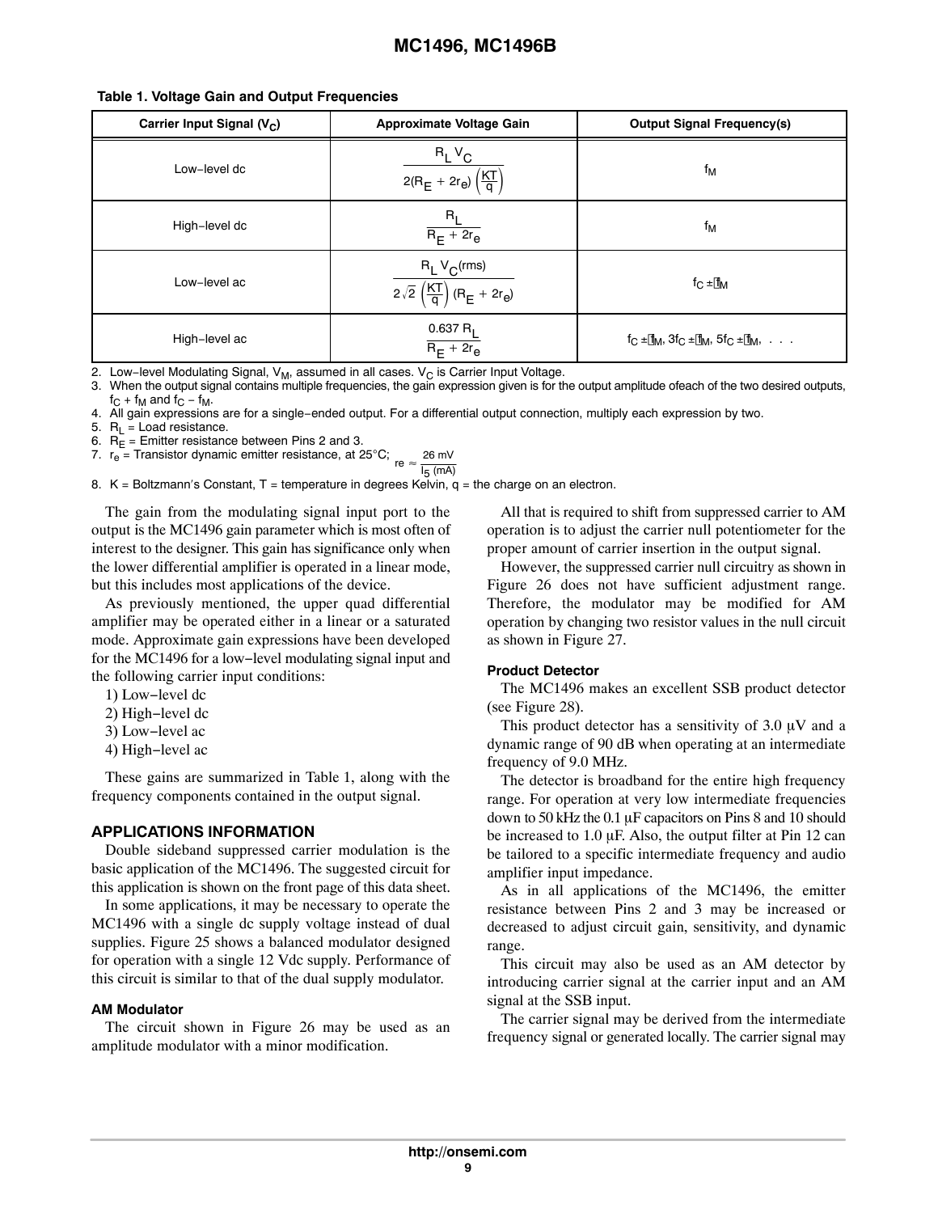**Table 1. Voltage Gain and Output Frequencies**

| Carrier Input Signal ($V_C$) | Approximate Voltage Gain | Output Signal Frequency(s) |
|---|---|---|
| Low−level dc | $\dfrac{R_L V_C}{2(R_E + 2r_e)\left(\frac{KT}{q}\right)}$ | $f_M$ |
| High−level dc | $\dfrac{R_L}{R_E + 2r_e}$ | $f_M$ |
| Low−level ac | $\dfrac{R_L V_C(\text{rms})}{2\sqrt{2}\left(\frac{KT}{q}\right)(R_E + 2r_e)}$ | $f_C \pm f_M$ |
| High−level ac | $\dfrac{0.637\, R_L}{R_E + 2r_e}$ | $f_C \pm f_M$, $3f_C \pm f_M$, $5f_C \pm f_M$, . . . |

2. Low−level Modulating Signal, $V_M$, assumed in all cases. $V_C$ is Carrier Input Voltage.
3. When the output signal contains multiple frequencies, the gain expression given is for the output amplitude ofeach of the two desired outputs, $f_C + f_M$ and $f_C - f_M$.
4. All gain expressions are for a single−ended output. For a differential output connection, multiply each expression by two.
5. $R_L$ = Load resistance.
6. $R_E$ = Emitter resistance between Pins 2 and 3.
7. $r_e$ = Transistor dynamic emitter resistance, at 25°C; $r_e \approx \dfrac{26\text{ mV}}{I_5\text{ (mA)}}$
8. K = Boltzmann's Constant, T = temperature in degrees Kelvin, q = the charge on an electron.

The gain from the modulating signal input port to the output is the MC1496 gain parameter which is most often of interest to the designer. This gain has significance only when the lower differential amplifier is operated in a linear mode, but this includes most applications of the device.

As previously mentioned, the upper quad differential amplifier may be operated either in a linear or a saturated mode. Approximate gain expressions have been developed for the MC1496 for a low−level modulating signal input and the following carrier input conditions:

1) Low−level dc
2) High−level dc
3) Low−level ac
4) High−level ac

These gains are summarized in Table 1, along with the frequency components contained in the output signal.

## APPLICATIONS INFORMATION

Double sideband suppressed carrier modulation is the basic application of the MC1496. The suggested circuit for this application is shown on the front page of this data sheet.

In some applications, it may be necessary to operate the MC1496 with a single dc supply voltage instead of dual supplies. Figure 25 shows a balanced modulator designed for operation with a single 12 Vdc supply. Performance of this circuit is similar to that of the dual supply modulator.

### AM Modulator

The circuit shown in Figure 26 may be used as an amplitude modulator with a minor modification.

All that is required to shift from suppressed carrier to AM operation is to adjust the carrier null potentiometer for the proper amount of carrier insertion in the output signal.

However, the suppressed carrier null circuitry as shown in Figure 26 does not have sufficient adjustment range. Therefore, the modulator may be modified for AM operation by changing two resistor values in the null circuit as shown in Figure 27.

### Product Detector

The MC1496 makes an excellent SSB product detector (see Figure 28).

This product detector has a sensitivity of 3.0 μV and a dynamic range of 90 dB when operating at an intermediate frequency of 9.0 MHz.

The detector is broadband for the entire high frequency range. For operation at very low intermediate frequencies down to 50 kHz the 0.1 μF capacitors on Pins 8 and 10 should be increased to 1.0 μF. Also, the output filter at Pin 12 can be tailored to a specific intermediate frequency and audio amplifier input impedance.

As in all applications of the MC1496, the emitter resistance between Pins 2 and 3 may be increased or decreased to adjust circuit gain, sensitivity, and dynamic range.

This circuit may also be used as an AM detector by introducing carrier signal at the carrier input and an AM signal at the SSB input.

The carrier signal may be derived from the intermediate frequency signal or generated locally. The carrier signal may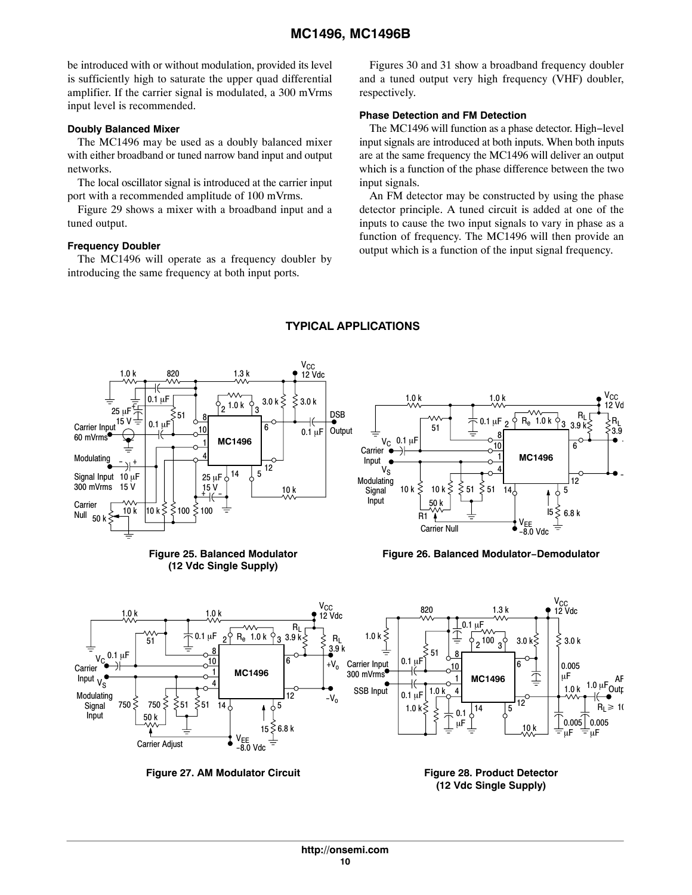be introduced with or without modulation, provided its level is sufficiently high to saturate the upper quad differential amplifier. If the carrier signal is modulated, a 300 mVrms input level is recommended.

#### Doubly Balanced Mixer

The MC1496 may be used as a doubly balanced mixer with either broadband or tuned narrow band input and output networks.

The local oscillator signal is introduced at the carrier input port with a recommended amplitude of 100 mVrms.

Figure 29 shows a mixer with a broadband input and a tuned output.

#### Frequency Doubler

The MC1496 will operate as a frequency doubler by introducing the same frequency at both input ports.

Figures 30 and 31 show a broadband frequency doubler and a tuned output very high frequency (VHF) doubler, respectively.

#### Phase Detection and FM Detection

The MC1496 will function as a phase detector. High−level input signals are introduced at both inputs. When both inputs are at the same frequency the MC1496 will deliver an output which is a function of the phase difference between the two input signals.

An FM detector may be constructed by using the phase detector principle. A tuned circuit is added at one of the inputs to cause the two input signals to vary in phase as a function of frequency. The MC1496 will then provide an output which is a function of the input signal frequency.

## TYPICAL APPLICATIONS

**Figure 25. Balanced Modulator (12 Vdc Single Supply)**

**Figure 26. Balanced Modulator−Demodulator**

**Figure 27. AM Modulator Circuit**

**Figure 28. Product Detector (12 Vdc Single Supply)**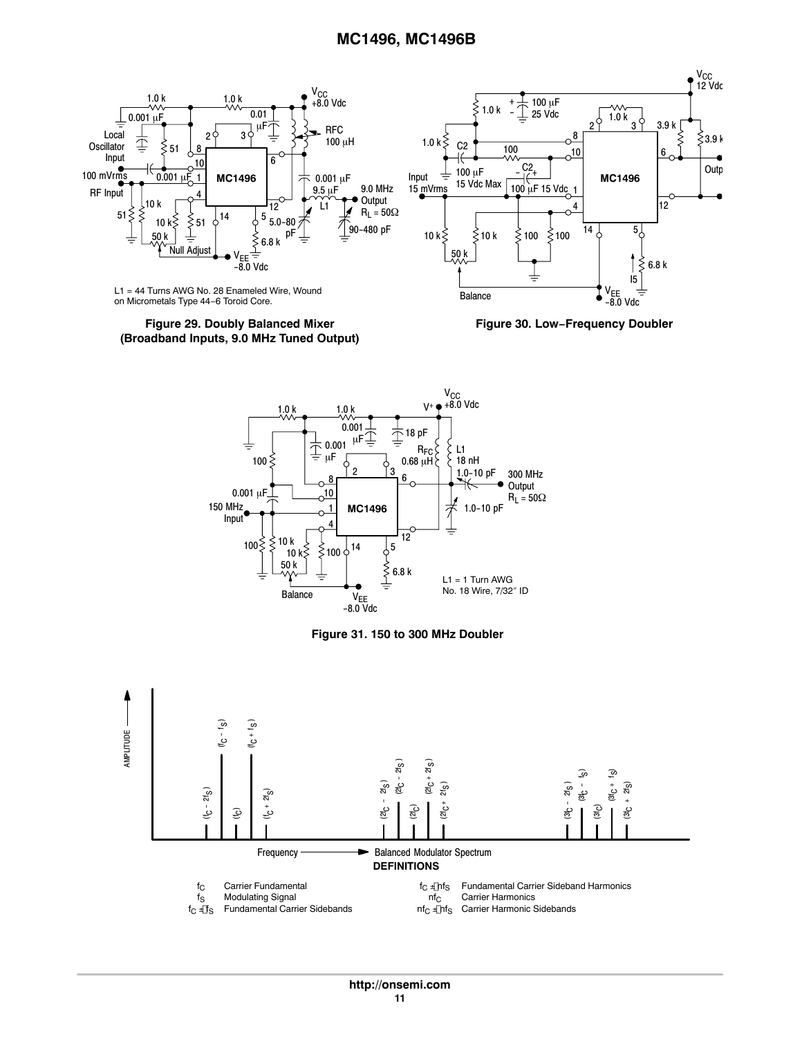Figure 29. Doubly Balanced Mixer (Broadband Inputs, 9.0 MHz Tuned Output)

L1 = 44 Turns AWG No. 28 Enameled Wire, Wound on Micrometals Type 44−6 Toroid Core.

Figure 30. Low−Frequency Doubler

Figure 31. 150 to 300 MHz Doubler

L1 = 1 Turn AWG No. 18 Wire, 7/32″ ID

Balanced Modulator Spectrum

**DEFINITIONS**

| | | | |
|---|---|---|---|
| $f_C$ | Carrier Fundamental | $f_C \pm nf_S$ | Fundamental Carrier Sideband Harmonics |
| $f_S$ | Modulating Signal | $nf_C$ | Carrier Harmonics |
| $f_C \pm f_S$ | Fundamental Carrier Sidebands | $nf_C \pm nf_S$ | Carrier Harmonic Sidebands |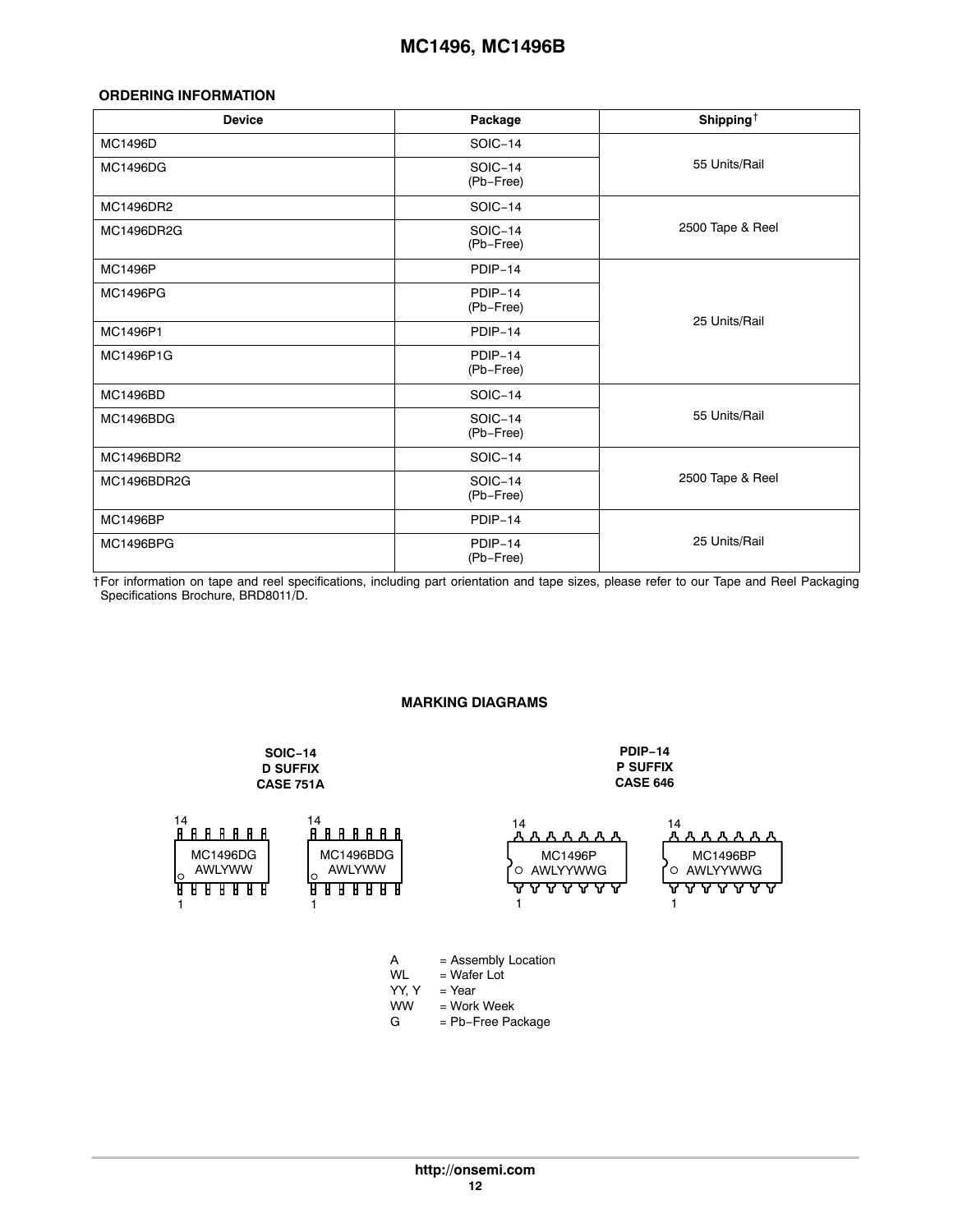## ORDERING INFORMATION

| Device | Package | Shipping† |
|---|---|---|
| MC1496D | SOIC−14 | 55 Units/Rail |
| MC1496DG | SOIC−14 (Pb−Free) | |
| MC1496DR2 | SOIC−14 | 2500 Tape & Reel |
| MC1496DR2G | SOIC−14 (Pb−Free) | |
| MC1496P | PDIP−14 | 25 Units/Rail |
| MC1496PG | PDIP−14 (Pb−Free) | |
| MC1496P1 | PDIP−14 | |
| MC1496P1G | PDIP−14 (Pb−Free) | |
| MC1496BD | SOIC−14 | 55 Units/Rail |
| MC1496BDG | SOIC−14 (Pb−Free) | |
| MC1496BDR2 | SOIC−14 | 2500 Tape & Reel |
| MC1496BDR2G | SOIC−14 (Pb−Free) | |
| MC1496BP | PDIP−14 | 25 Units/Rail |
| MC1496BPG | PDIP−14 (Pb−Free) | |

†For information on tape and reel specifications, including part orientation and tape sizes, please refer to our Tape and Reel Packaging Specifications Brochure, BRD8011/D.

## MARKING DIAGRAMS

**SOIC−14**
**D SUFFIX**
**CASE 751A**

MC1496DG
AWLYWW

MC1496BDG
AWLYWW

**PDIP−14**
**P SUFFIX**
**CASE 646**

MC1496P
AWLYYWWG

MC1496BP
AWLYYWWG

A = Assembly Location
WL = Wafer Lot
YY, Y = Year
WW = Work Week
G = Pb−Free Package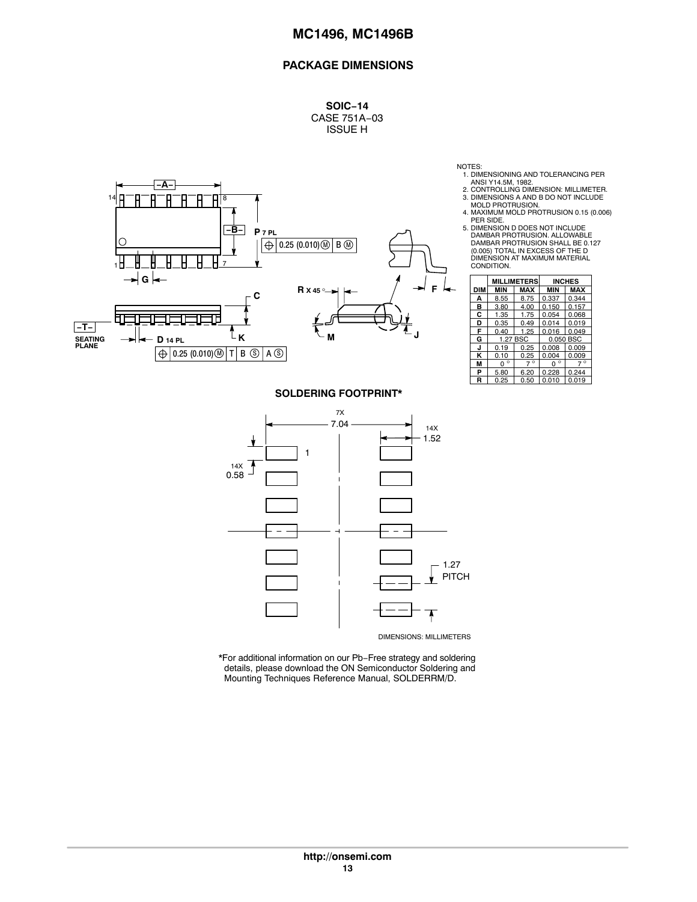## PACKAGE DIMENSIONS

**SOIC−14**
CASE 751A−03
ISSUE H

NOTES:
1. DIMENSIONING AND TOLERANCING PER ANSI Y14.5M, 1982.
2. CONTROLLING DIMENSION: MILLIMETER.
3. DIMENSIONS A AND B DO NOT INCLUDE MOLD PROTRUSION.
4. MAXIMUM MOLD PROTRUSION 0.15 (0.006) PER SIDE.
5. DIMENSION D DOES NOT INCLUDE DAMBAR PROTRUSION. ALLOWABLE DAMBAR PROTRUSION SHALL BE 0.127 (0.005) TOTAL IN EXCESS OF THE D DIMENSION AT MAXIMUM MATERIAL CONDITION.

| DIM | MILLIMETERS | | INCHES | |
|---|---|---|---|---|
| | MIN | MAX | MIN | MAX |
| A | 8.55 | 8.75 | 0.337 | 0.344 |
| B | 3.80 | 4.00 | 0.150 | 0.157 |
| C | 1.35 | 1.75 | 0.054 | 0.068 |
| D | 0.35 | 0.49 | 0.014 | 0.019 |
| F | 0.40 | 1.25 | 0.016 | 0.049 |
| G | 1.27 BSC | | 0.050 BSC | |
| J | 0.19 | 0.25 | 0.008 | 0.009 |
| K | 0.10 | 0.25 | 0.004 | 0.009 |
| M | 0° | 7° | 0° | 7° |
| P | 5.80 | 6.20 | 0.228 | 0.244 |
| R | 0.25 | 0.50 | 0.010 | 0.019 |

**SOLDERING FOOTPRINT***

7X 7.04; 14X 1.52; 14X 0.58; 1.27 PITCH

DIMENSIONS: MILLIMETERS

*For additional information on our Pb−Free strategy and soldering details, please download the ON Semiconductor Soldering and Mounting Techniques Reference Manual, SOLDERRM/D.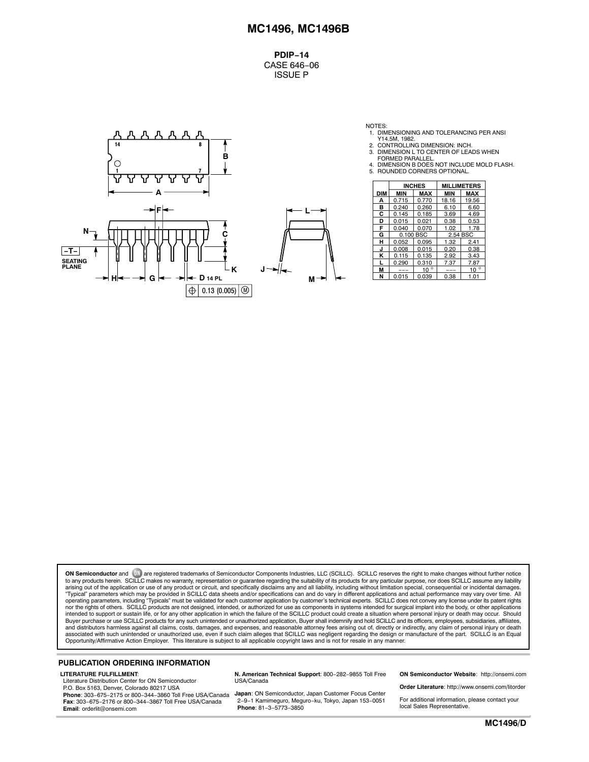**PDIP−14**
CASE 646−06
ISSUE P

NOTES:
1. DIMENSIONING AND TOLERANCING PER ANSI Y14.5M, 1982.
2. CONTROLLING DIMENSION: INCH.
3. DIMENSION L TO CENTER OF LEADS WHEN FORMED PARALLEL.
4. DIMENSION B DOES NOT INCLUDE MOLD FLASH.
5. ROUNDED CORNERS OPTIONAL.

| DIM | INCHES MIN | INCHES MAX | MILLIMETERS MIN | MILLIMETERS MAX |
|---|---|---|---|---|
| A | 0.715 | 0.770 | 18.16 | 19.56 |
| B | 0.240 | 0.260 | 6.10 | 6.60 |
| C | 0.145 | 0.185 | 3.69 | 4.69 |
| D | 0.015 | 0.021 | 0.38 | 0.53 |
| F | 0.040 | 0.070 | 1.02 | 1.78 |
| G | 0.100 BSC | | 2.54 BSC | |
| H | 0.052 | 0.095 | 1.32 | 2.41 |
| J | 0.008 | 0.015 | 0.20 | 0.38 |
| K | 0.115 | 0.135 | 2.92 | 3.43 |
| L | 0.290 | 0.310 | 7.37 | 7.87 |
| M | --- | 10° | --- | 10° |
| N | 0.015 | 0.039 | 0.38 | 1.01 |

**ON Semiconductor** and ON are registered trademarks of Semiconductor Components Industries, LLC (SCILLC). SCILLC reserves the right to make changes without further notice to any products herein. SCILLC makes no warranty, representation or guarantee regarding the suitability of its products for any particular purpose, nor does SCILLC assume any liability arising out of the application or use of any product or circuit, and specifically disclaims any and all liability, including without limitation special, consequential or incidental damages. "Typical" parameters which may be provided in SCILLC data sheets and/or specifications can and do vary in different applications and actual performance may vary over time. All operating parameters, including "Typicals" must be validated for each customer application by customer's technical experts. SCILLC does not convey any license under its patent rights nor the rights of others. SCILLC products are not designed, intended, or authorized for use as components in systems intended for surgical implant into the body, or other applications intended to support or sustain life, or for any other application in which the failure of the SCILLC product could create a situation where personal injury or death may occur. Should Buyer purchase or use SCILLC products for any such unintended or unauthorized application, Buyer shall indemnify and hold SCILLC and its officers, employees, subsidiaries, affiliates, and distributors harmless against all claims, costs, damages, and expenses, and reasonable attorney fees arising out of, directly or indirectly, any claim of personal injury or death associated with such unintended or unauthorized use, even if such claim alleges that SCILLC was negligent regarding the design or manufacture of the part. SCILLC is an Equal Opportunity/Affirmative Action Employer. This literature is subject to all applicable copyright laws and is not for resale in any manner.

## PUBLICATION ORDERING INFORMATION

**LITERATURE FULFILLMENT**:
Literature Distribution Center for ON Semiconductor
P.O. Box 5163, Denver, Colorado 80217 USA
**Phone**: 303−675−2175 or 800−344−3860 Toll Free USA/Canada
**Fax**: 303−675−2176 or 800−344−3867 Toll Free USA/Canada
**Email**: orderlit@onsemi.com

**N. American Technical Support**: 800−282−9855 Toll Free USA/Canada

**Japan**: ON Semiconductor, Japan Customer Focus Center
2−9−1 Kamimeguro, Meguro−ku, Tokyo, Japan 153−0051
**Phone**: 81−3−5773−3850

**ON Semiconductor Website**: http://onsemi.com

**Order Literature**: http://www.onsemi.com/litorder

For additional information, please contact your local Sales Representative.

**MC1496/D**